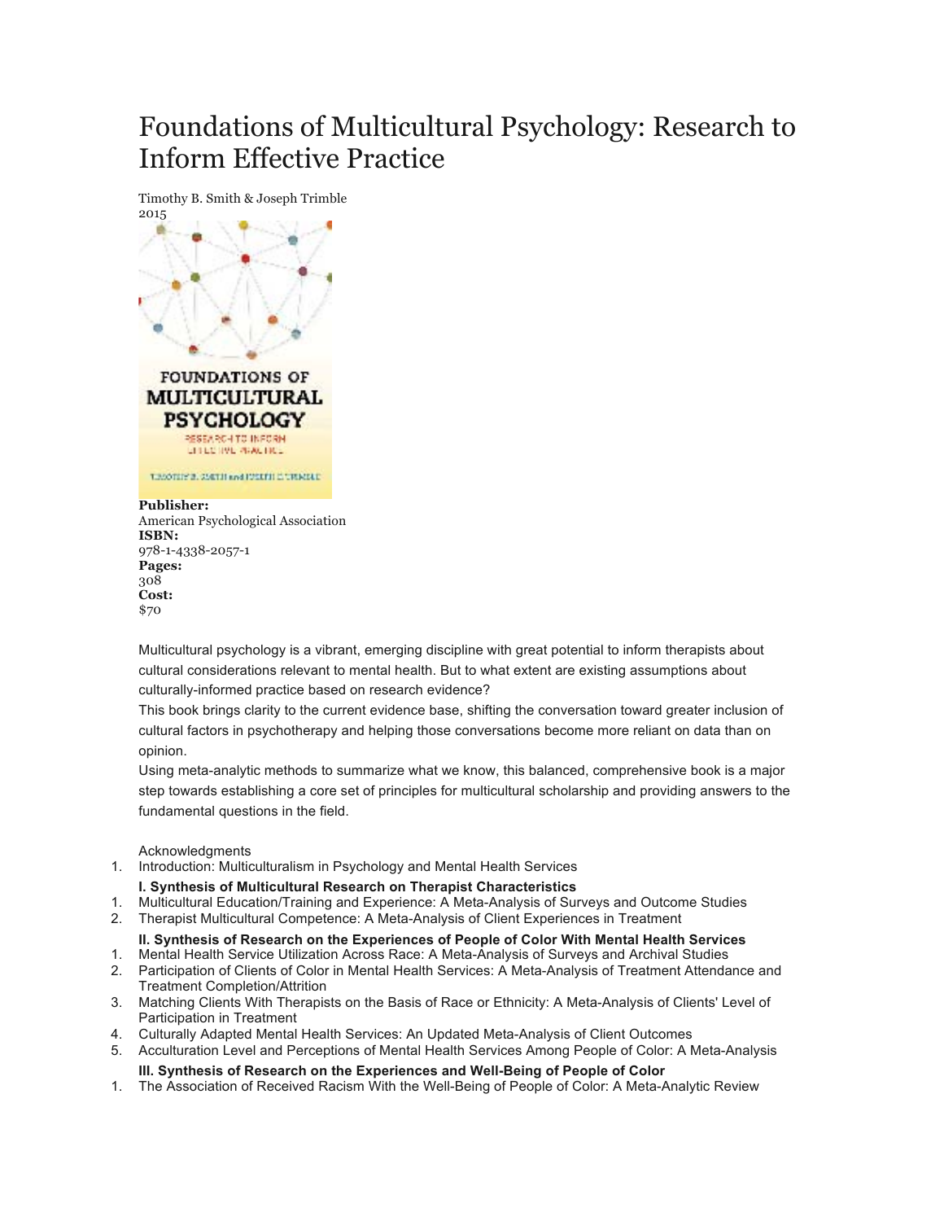# Foundations of Multicultural Psychology: Research to Inform Effective Practice

Timothy B. Smith & Joseph Trimble
2015

**Publisher:**
American Psychological Association
**ISBN:**
978-1-4338-2057-1
**Pages:**
308
**Cost:**
$70

Multicultural psychology is a vibrant, emerging discipline with great potential to inform therapists about cultural considerations relevant to mental health. But to what extent are existing assumptions about culturally-informed practice based on research evidence?

This book brings clarity to the current evidence base, shifting the conversation toward greater inclusion of cultural factors in psychotherapy and helping those conversations become more reliant on data than on opinion.

Using meta-analytic methods to summarize what we know, this balanced, comprehensive book is a major step towards establishing a core set of principles for multicultural scholarship and providing answers to the fundamental questions in the field.

Acknowledgments

1. Introduction: Multiculturalism in Psychology and Mental Health Services

**I. Synthesis of Multicultural Research on Therapist Characteristics**

1. Multicultural Education/Training and Experience: A Meta-Analysis of Surveys and Outcome Studies
2. Therapist Multicultural Competence: A Meta-Analysis of Client Experiences in Treatment

**II. Synthesis of Research on the Experiences of People of Color With Mental Health Services**

1. Mental Health Service Utilization Across Race: A Meta-Analysis of Surveys and Archival Studies
2. Participation of Clients of Color in Mental Health Services: A Meta-Analysis of Treatment Attendance and Treatment Completion/Attrition
3. Matching Clients With Therapists on the Basis of Race or Ethnicity: A Meta-Analysis of Clients' Level of Participation in Treatment
4. Culturally Adapted Mental Health Services: An Updated Meta-Analysis of Client Outcomes
5. Acculturation Level and Perceptions of Mental Health Services Among People of Color: A Meta-Analysis

**III. Synthesis of Research on the Experiences and Well-Being of People of Color**

1. The Association of Received Racism With the Well-Being of People of Color: A Meta-Analytic Review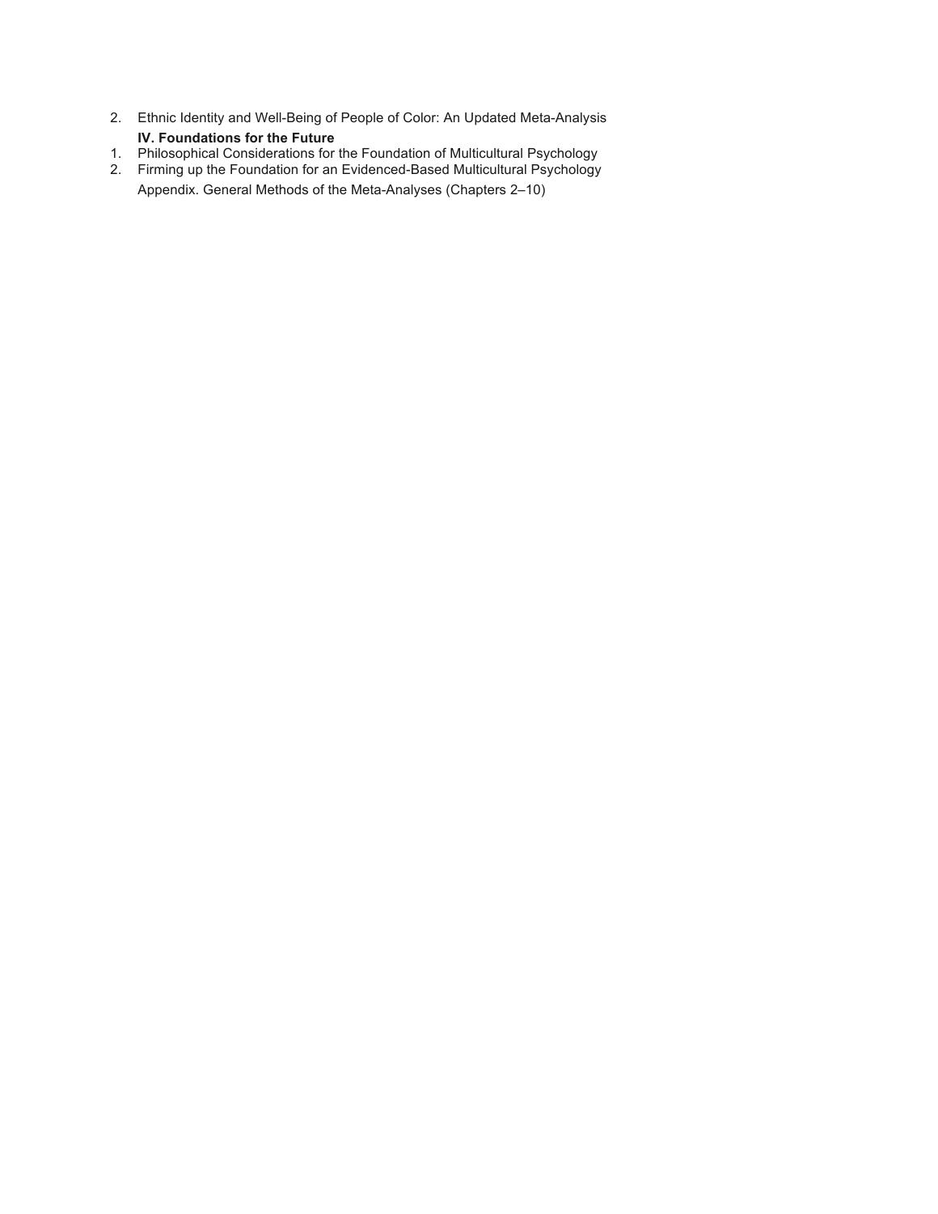2. Ethnic Identity and Well-Being of People of Color: An Updated Meta-Analysis

**IV. Foundations for the Future**

1. Philosophical Considerations for the Foundation of Multicultural Psychology
2. Firming up the Foundation for an Evidenced-Based Multicultural Psychology

Appendix. General Methods of the Meta-Analyses (Chapters 2–10)